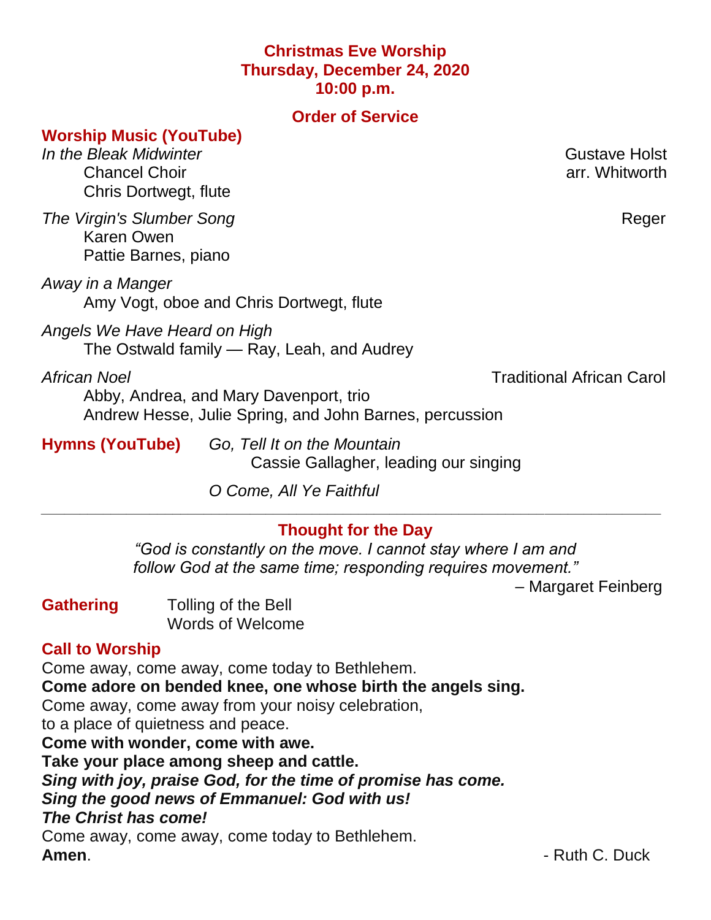# Christmas Eve Worship
## Thursday, December 24, 2020
## 10:00 p.m.

## Order of Service

### Worship Music (YouTube)

*In the Bleak Midwinter* — Gustave Holst, arr. Whitworth
Chancel Choir
Chris Dortwegt, flute

*The Virgin's Slumber Song* — Reger
Karen Owen
Pattie Barnes, piano

*Away in a Manger*
Amy Vogt, oboe and Chris Dortwegt, flute

*Angels We Have Heard on High*
The Ostwald family — Ray, Leah, and Audrey

*African Noel* — Traditional African Carol
Abby, Andrea, and Mary Davenport, trio
Andrew Hesse, Julie Spring, and John Barnes, percussion

**Hymns (YouTube)**
*Go, Tell It on the Mountain*
Cassie Gallagher, leading our singing

*O Come, All Ye Faithful*

---

### Thought for the Day

*"God is constantly on the move. I cannot stay where I am and follow God at the same time; responding requires movement."*

– Margaret Feinberg

**Gathering**
Tolling of the Bell
Words of Welcome

### Call to Worship

Come away, come away, come today to Bethlehem.
**Come adore on bended knee, one whose birth the angels sing.**
Come away, come away from your noisy celebration,
to a place of quietness and peace.
**Come with wonder, come with awe.**
**Take your place among sheep and cattle.**
***Sing with joy, praise God, for the time of promise has come.***
***Sing the good news of Emmanuel: God with us!***
***The Christ has come!***
Come away, come away, come today to Bethlehem.
**Amen**.

- Ruth C. Duck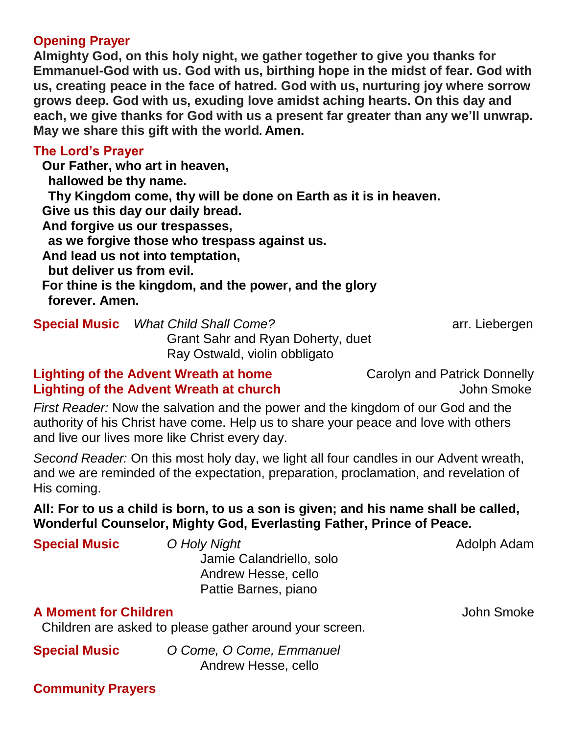### Opening Prayer

**Almighty God, on this holy night, we gather together to give you thanks for Emmanuel-God with us. God with us, birthing hope in the midst of fear. God with us, creating peace in the face of hatred. God with us, nurturing joy where sorrow grows deep. God with us, exuding love amidst aching hearts. On this day and each, we give thanks for God with us a present far greater than any we'll unwrap. May we share this gift with the world. Amen.**

### The Lord's Prayer

**Our Father, who art in heaven,**
**hallowed be thy name.**
**Thy Kingdom come, thy will be done on Earth as it is in heaven.**
**Give us this day our daily bread.**
**And forgive us our trespasses,**
**as we forgive those who trespass against us.**
**And lead us not into temptation,**
**but deliver us from evil.**
**For thine is the kingdom, and the power, and the glory**
**forever. Amen.**

**Special Music** *What Child Shall Come?* — arr. Liebergen
Grant Sahr and Ryan Doherty, duet
Ray Ostwald, violin obbligato

**Lighting of the Advent Wreath at home** — Carolyn and Patrick Donnelly
**Lighting of the Advent Wreath at church** — John Smoke

*First Reader:* Now the salvation and the power and the kingdom of our God and the authority of his Christ have come. Help us to share your peace and love with others and live our lives more like Christ every day.

*Second Reader:* On this most holy day, we light all four candles in our Advent wreath, and we are reminded of the expectation, preparation, proclamation, and revelation of His coming.

**All: For to us a child is born, to us a son is given; and his name shall be called, Wonderful Counselor, Mighty God, Everlasting Father, Prince of Peace.**

**Special Music** *O Holy Night* — Adolph Adam
Jamie Calandriello, solo
Andrew Hesse, cello
Pattie Barnes, piano

**A Moment for Children** — John Smoke
Children are asked to please gather around your screen.

**Special Music** *O Come, O Come, Emmanuel*
Andrew Hesse, cello

**Community Prayers**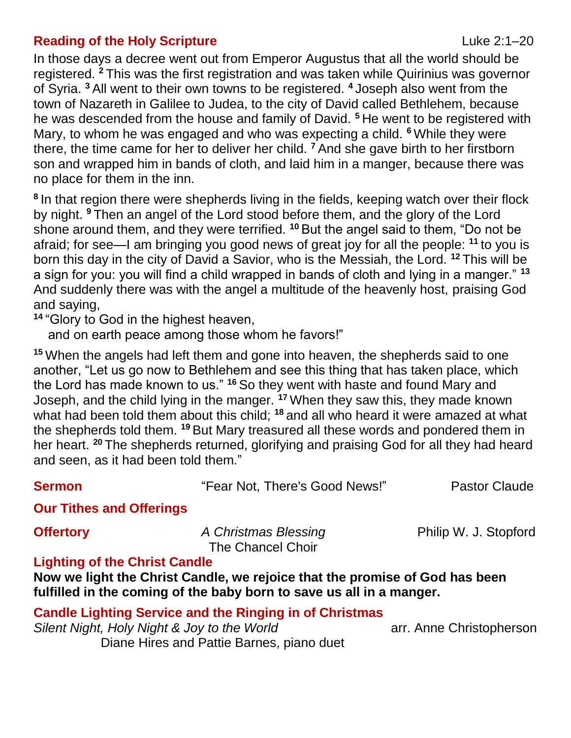## Reading of the Holy Scripture

Luke 2:1–20

In those days a decree went out from Emperor Augustus that all the world should be registered. [2] This was the first registration and was taken while Quirinius was governor of Syria. [3] All went to their own towns to be registered. [4] Joseph also went from the town of Nazareth in Galilee to Judea, to the city of David called Bethlehem, because he was descended from the house and family of David. [5] He went to be registered with Mary, to whom he was engaged and who was expecting a child. [6] While they were there, the time came for her to deliver her child. [7] And she gave birth to her firstborn son and wrapped him in bands of cloth, and laid him in a manger, because there was no place for them in the inn.

[8] In that region there were shepherds living in the fields, keeping watch over their flock by night. [9] Then an angel of the Lord stood before them, and the glory of the Lord shone around them, and they were terrified. [10] But the angel said to them, "Do not be afraid; for see—I am bringing you good news of great joy for all the people: [11] to you is born this day in the city of David a Savior, who is the Messiah, the Lord. [12] This will be a sign for you: you will find a child wrapped in bands of cloth and lying in a manger." [13] And suddenly there was with the angel a multitude of the heavenly host, praising God and saying,

[14] "Glory to God in the highest heaven,
 and on earth peace among those whom he favors!"

[15] When the angels had left them and gone into heaven, the shepherds said to one another, "Let us go now to Bethlehem and see this thing that has taken place, which the Lord has made known to us." [16] So they went with haste and found Mary and Joseph, and the child lying in the manger. [17] When they saw this, they made known what had been told them about this child; [18] and all who heard it were amazed at what the shepherds told them. [19] But Mary treasured all these words and pondered them in her heart. [20] The shepherds returned, glorifying and praising God for all they had heard and seen, as it had been told them."

**Sermon** "Fear Not, There's Good News!" Pastor Claude

**Our Tithes and Offerings**

**Offertory** *A Christmas Blessing* Philip W. J. Stopford
The Chancel Choir

**Lighting of the Christ Candle**

**Now we light the Christ Candle, we rejoice that the promise of God has been fulfilled in the coming of the baby born to save us all in a manger.**

**Candle Lighting Service and the Ringing in of Christmas**

*Silent Night, Holy Night & Joy to the World* arr. Anne Christopherson
Diane Hires and Pattie Barnes, piano duet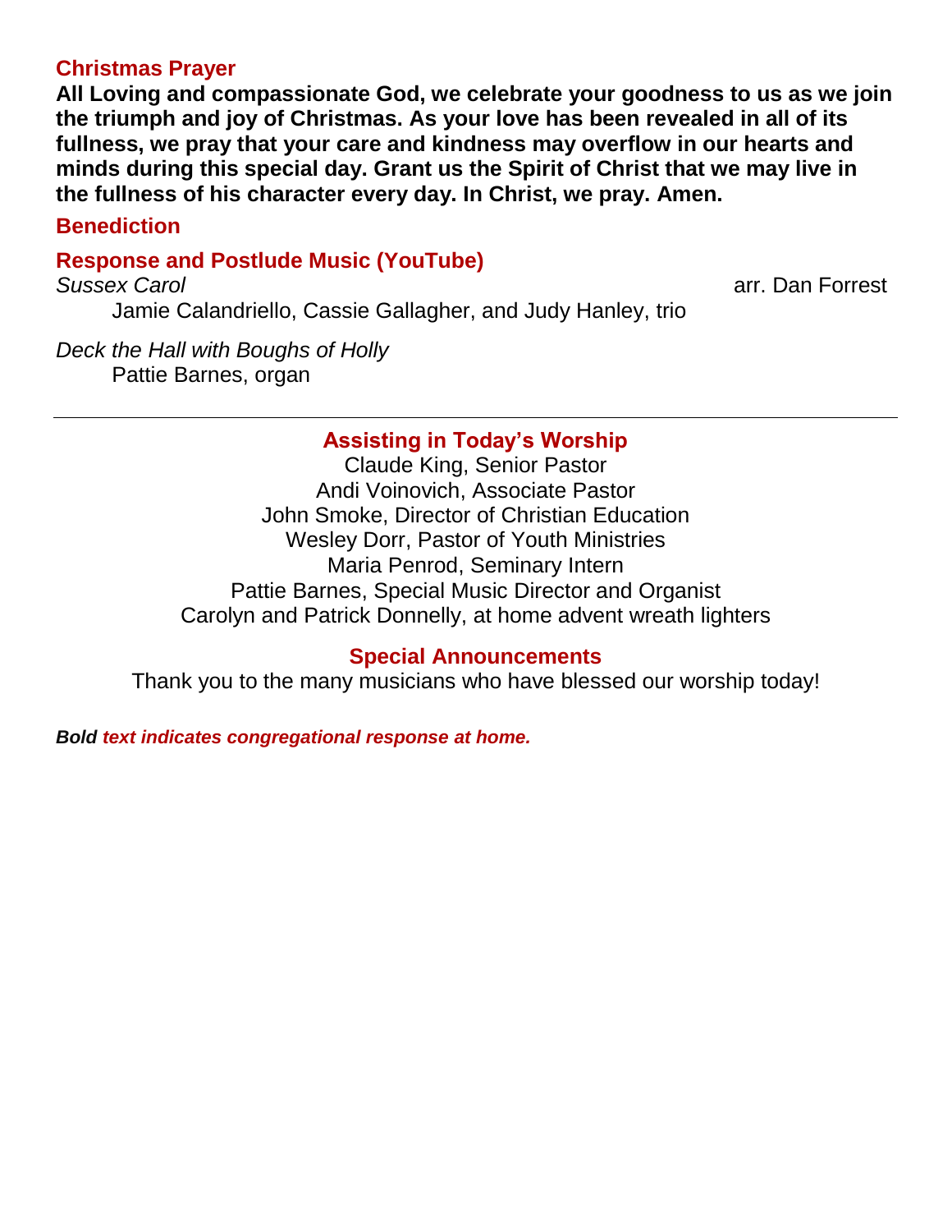### Christmas Prayer

**All Loving and compassionate God, we celebrate your goodness to us as we join the triumph and joy of Christmas. As your love has been revealed in all of its fullness, we pray that your care and kindness may overflow in our hearts and minds during this special day. Grant us the Spirit of Christ that we may live in the fullness of his character every day. In Christ, we pray. Amen.**

### Benediction

### Response and Postlude Music (YouTube)

*Sussex Carol* arr. Dan Forrest
Jamie Calandriello, Cassie Gallagher, and Judy Hanley, trio

*Deck the Hall with Boughs of Holly*
Pattie Barnes, organ

---

### Assisting in Today's Worship

Claude King, Senior Pastor
Andi Voinovich, Associate Pastor
John Smoke, Director of Christian Education
Wesley Dorr, Pastor of Youth Ministries
Maria Penrod, Seminary Intern
Pattie Barnes, Special Music Director and Organist
Carolyn and Patrick Donnelly, at home advent wreath lighters

### Special Announcements

Thank you to the many musicians who have blessed our worship today!

***Bold** text indicates congregational response at home.*